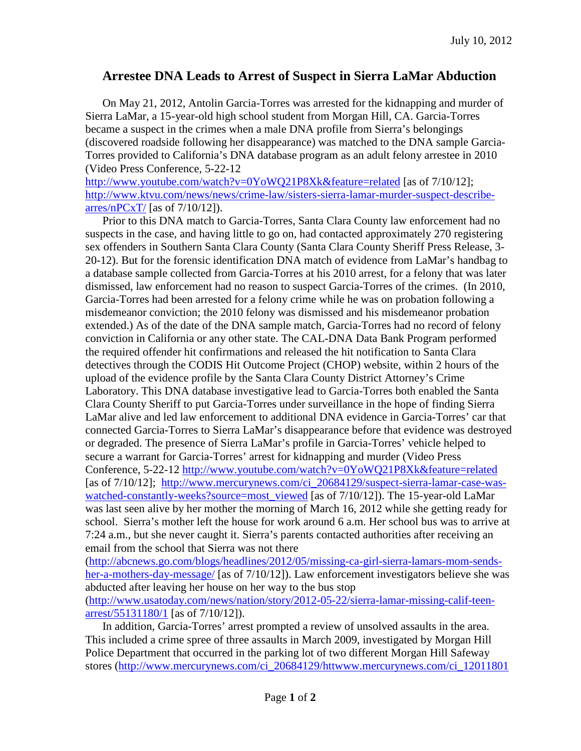July 10, 2012

# Arrestee DNA Leads to Arrest of Suspect in Sierra LaMar Abduction

On May 21, 2012, Antolin Garcia-Torres was arrested for the kidnapping and murder of Sierra LaMar, a 15-year-old high school student from Morgan Hill, CA. Garcia-Torres became a suspect in the crimes when a male DNA profile from Sierra's belongings (discovered roadside following her disappearance) was matched to the DNA sample Garcia-Torres provided to California's DNA database program as an adult felony arrestee in 2010 (Video Press Conference, 5-22-12 http://www.youtube.com/watch?v=0YoWQ21P8Xk&feature=related [as of 7/10/12]; http://www.ktvu.com/news/news/crime-law/sisters-sierra-lamar-murder-suspect-describe-arres/nPCxT/ [as of 7/10/12]).

Prior to this DNA match to Garcia-Torres, Santa Clara County law enforcement had no suspects in the case, and having little to go on, had contacted approximately 270 registering sex offenders in Southern Santa Clara County (Santa Clara County Sheriff Press Release, 3-20-12). But for the forensic identification DNA match of evidence from LaMar's handbag to a database sample collected from Garcia-Torres at his 2010 arrest, for a felony that was later dismissed, law enforcement had no reason to suspect Garcia-Torres of the crimes. (In 2010, Garcia-Torres had been arrested for a felony crime while he was on probation following a misdemeanor conviction; the 2010 felony was dismissed and his misdemeanor probation extended.) As of the date of the DNA sample match, Garcia-Torres had no record of felony conviction in California or any other state. The CAL-DNA Data Bank Program performed the required offender hit confirmations and released the hit notification to Santa Clara detectives through the CODIS Hit Outcome Project (CHOP) website, within 2 hours of the upload of the evidence profile by the Santa Clara County District Attorney's Crime Laboratory. This DNA database investigative lead to Garcia-Torres both enabled the Santa Clara County Sheriff to put Garcia-Torres under surveillance in the hope of finding Sierra LaMar alive and led law enforcement to additional DNA evidence in Garcia-Torres' car that connected Garcia-Torres to Sierra LaMar's disappearance before that evidence was destroyed or degraded. The presence of Sierra LaMar's profile in Garcia-Torres' vehicle helped to secure a warrant for Garcia-Torres' arrest for kidnapping and murder (Video Press Conference, 5-22-12 http://www.youtube.com/watch?v=0YoWQ21P8Xk&feature=related [as of 7/10/12]; http://www.mercurynews.com/ci_20684129/suspect-sierra-lamar-case-was-watched-constantly-weeks?source=most_viewed [as of 7/10/12]). The 15-year-old LaMar was last seen alive by her mother the morning of March 16, 2012 while she getting ready for school. Sierra's mother left the house for work around 6 a.m. Her school bus was to arrive at 7:24 a.m., but she never caught it. Sierra's parents contacted authorities after receiving an email from the school that Sierra was not there (http://abcnews.go.com/blogs/headlines/2012/05/missing-ca-girl-sierra-lamars-mom-sends-her-a-mothers-day-message/ [as of 7/10/12]). Law enforcement investigators believe she was abducted after leaving her house on her way to the bus stop (http://www.usatoday.com/news/nation/story/2012-05-22/sierra-lamar-missing-calif-teen-arrest/55131180/1 [as of 7/10/12]).

In addition, Garcia-Torres' arrest prompted a review of unsolved assaults in the area. This included a crime spree of three assaults in March 2009, investigated by Morgan Hill Police Department that occurred in the parking lot of two different Morgan Hill Safeway stores (http://www.mercurynews.com/ci_20684129/httwww.mercurynews.com/ci_12011801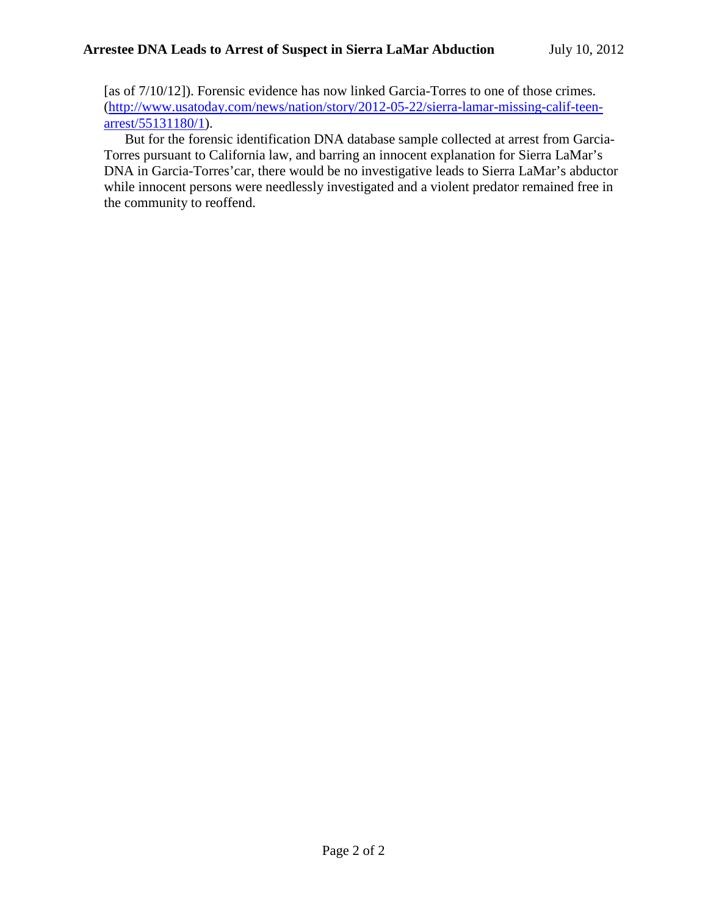[as of 7/10/12]). Forensic evidence has now linked Garcia-Torres to one of those crimes. (http://www.usatoday.com/news/nation/story/2012-05-22/sierra-lamar-missing-calif-teen-arrest/55131180/1).

But for the forensic identification DNA database sample collected at arrest from Garcia-Torres pursuant to California law, and barring an innocent explanation for Sierra LaMar's DNA in Garcia-Torres'car, there would be no investigative leads to Sierra LaMar's abductor while innocent persons were needlessly investigated and a violent predator remained free in the community to reoffend.